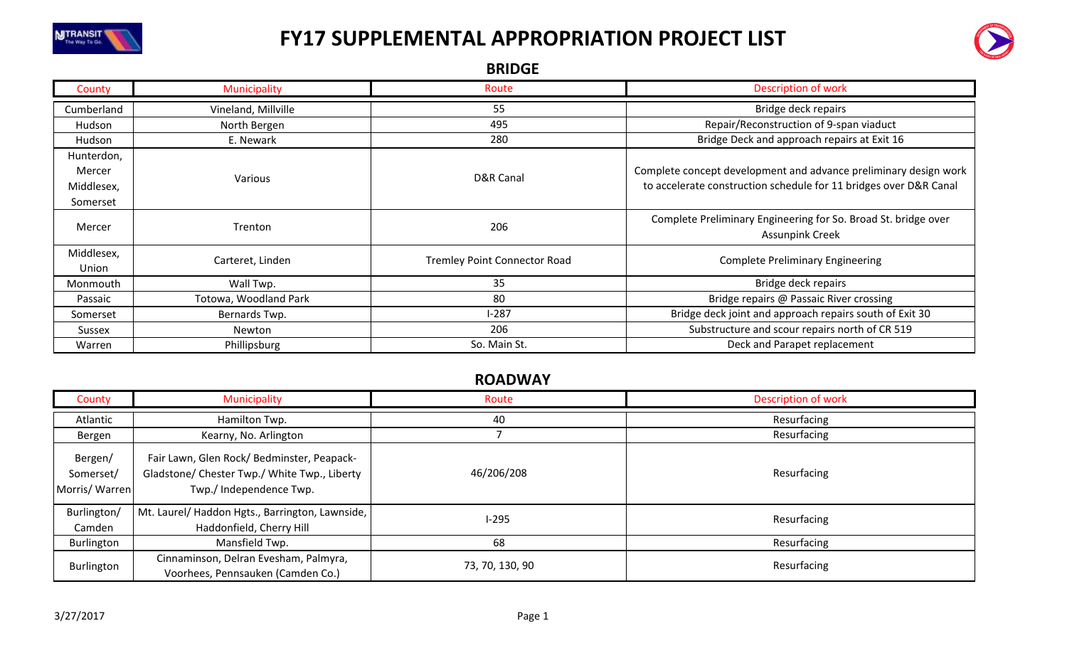# FY17 SUPPLEMENTAL APPROPRIATION PROJECT LIST

## BRIDGE

| County | Municipality | Route | Description of work |
|---|---|---|---|
| Cumberland | Vineland, Millville | 55 | Bridge deck repairs |
| Hudson | North Bergen | 495 | Repair/Reconstruction of 9-span viaduct |
| Hudson | E. Newark | 280 | Bridge Deck and approach repairs at Exit 16 |
| Hunterdon, Mercer Middlesex, Somerset | Various | D&R Canal | Complete concept development and advance preliminary design work to accelerate construction schedule for 11 bridges over D&R Canal |
| Mercer | Trenton | 206 | Complete Preliminary Engineering for So. Broad St. bridge over Assunpink Creek |
| Middlesex, Union | Carteret, Linden | Tremley Point Connector Road | Complete Preliminary Engineering |
| Monmouth | Wall Twp. | 35 | Bridge deck repairs |
| Passaic | Totowa, Woodland Park | 80 | Bridge repairs @ Passaic River crossing |
| Somerset | Bernards Twp. | I-287 | Bridge deck joint and approach repairs south of Exit 30 |
| Sussex | Newton | 206 | Substructure and scour repairs north of CR 519 |
| Warren | Phillipsburg | So. Main St. | Deck and Parapet replacement |

## ROADWAY

| County | Municipality | Route | Description of work |
|---|---|---|---|
| Atlantic | Hamilton Twp. | 40 | Resurfacing |
| Bergen | Kearny, No. Arlington | 7 | Resurfacing |
| Bergen/ Somerset/ Morris/ Warren | Fair Lawn, Glen Rock/ Bedminster, Peapack-Gladstone/ Chester Twp./ White Twp., Liberty Twp./ Independence Twp. | 46/206/208 | Resurfacing |
| Burlington/ Camden | Mt. Laurel/ Haddon Hgts., Barrington, Lawnside, Haddonfield, Cherry Hill | I-295 | Resurfacing |
| Burlington | Mansfield Twp. | 68 | Resurfacing |
| Burlington | Cinnaminson, Delran Evesham, Palmyra, Voorhees, Pennsauken (Camden Co.) | 73, 70, 130, 90 | Resurfacing |

3/27/2017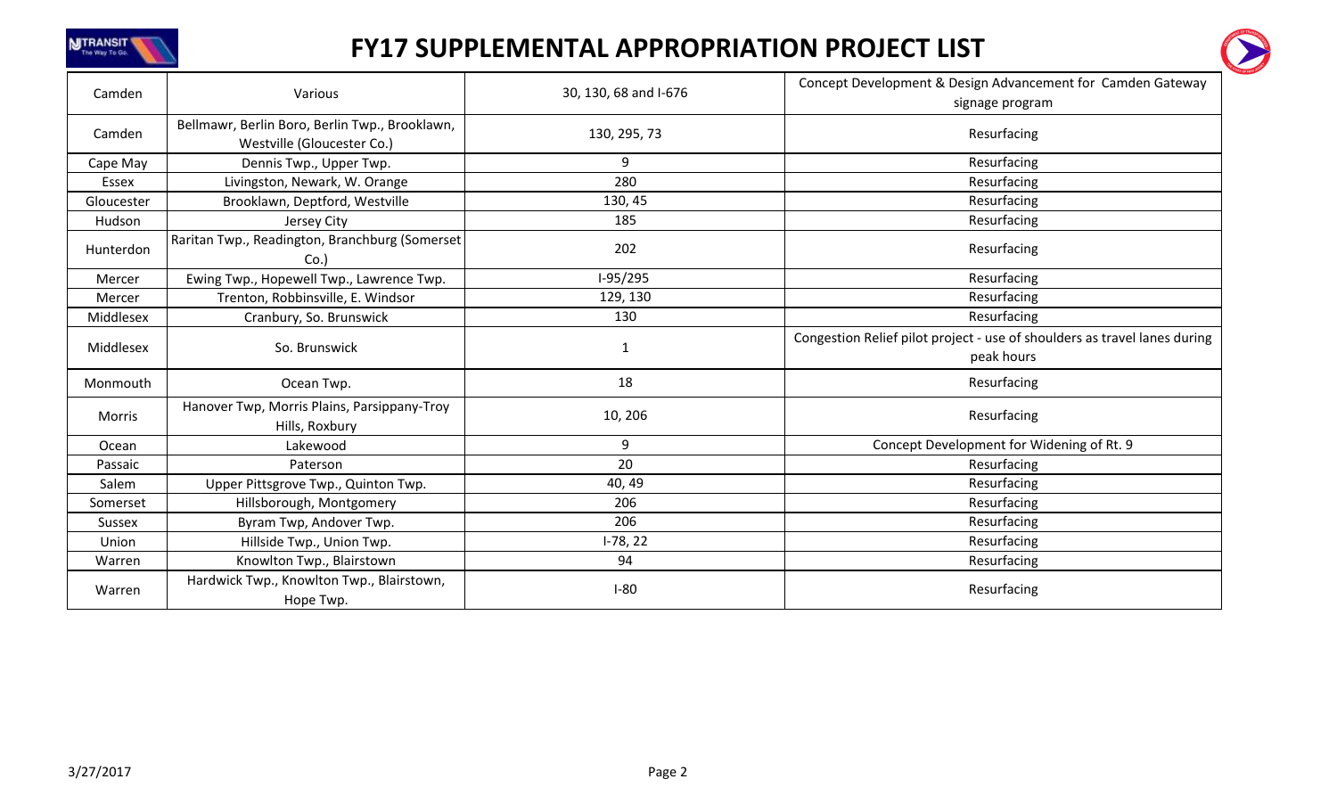# FY17 SUPPLEMENTAL APPROPRIATION PROJECT LIST

| | | | |
|---|---|---|---|
| Camden | Various | 30, 130, 68 and I-676 | Concept Development & Design Advancement for Camden Gateway signage program |
| Camden | Bellmawr, Berlin Boro, Berlin Twp., Brooklawn, Westville (Gloucester Co.) | 130, 295, 73 | Resurfacing |
| Cape May | Dennis Twp., Upper Twp. | 9 | Resurfacing |
| Essex | Livingston, Newark, W. Orange | 280 | Resurfacing |
| Gloucester | Brooklawn, Deptford, Westville | 130, 45 | Resurfacing |
| Hudson | Jersey City | 185 | Resurfacing |
| Hunterdon | Raritan Twp., Readington, Branchburg (Somerset Co.) | 202 | Resurfacing |
| Mercer | Ewing Twp., Hopewell Twp., Lawrence Twp. | I-95/295 | Resurfacing |
| Mercer | Trenton, Robbinsville, E. Windsor | 129, 130 | Resurfacing |
| Middlesex | Cranbury, So. Brunswick | 130 | Resurfacing |
| Middlesex | So. Brunswick | 1 | Congestion Relief pilot project - use of shoulders as travel lanes during peak hours |
| Monmouth | Ocean Twp. | 18 | Resurfacing |
| Morris | Hanover Twp, Morris Plains, Parsippany-Troy Hills, Roxbury | 10, 206 | Resurfacing |
| Ocean | Lakewood | 9 | Concept Development for Widening of Rt. 9 |
| Passaic | Paterson | 20 | Resurfacing |
| Salem | Upper Pittsgrove Twp., Quinton Twp. | 40, 49 | Resurfacing |
| Somerset | Hillsborough, Montgomery | 206 | Resurfacing |
| Sussex | Byram Twp, Andover Twp. | 206 | Resurfacing |
| Union | Hillside Twp., Union Twp. | I-78, 22 | Resurfacing |
| Warren | Knowlton Twp., Blairstown | 94 | Resurfacing |
| Warren | Hardwick Twp., Knowlton Twp., Blairstown, Hope Twp. | I-80 | Resurfacing |

3/27/2017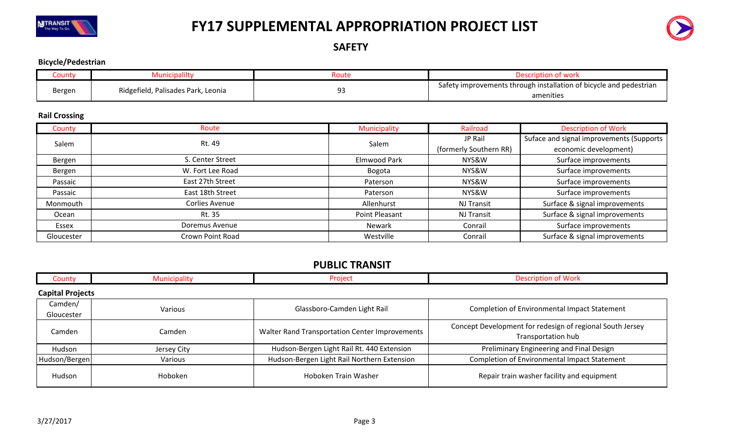# FY17 SUPPLEMENTAL APPROPRIATION PROJECT LIST

## SAFETY

### Bicycle/Pedestrian

| County | Municipalilty | Route | Description of work |
|---|---|---|---|
| Bergen | Ridgefield, Palisades Park, Leonia | 93 | Safety improvements through installation of bicycle and pedestrian amenities |

### Rail Crossing

| County | Route | Municipality | Railroad | Description of Work |
|---|---|---|---|---|
| Salem | Rt. 49 | Salem | JP Rail (formerly Southern RR) | Suface and signal improvements (Supports economic development) |
| Bergen | S. Center Street | Elmwood Park | NYS&W | Surface improvements |
| Bergen | W. Fort Lee Road | Bogota | NYS&W | Surface improvements |
| Passaic | East 27th Street | Paterson | NYS&W | Surface improvements |
| Passaic | East 18th Street | Paterson | NYS&W | Surface improvements |
| Monmouth | Corlies Avenue | Allenhurst | NJ Transit | Surface & signal improvements |
| Ocean | Rt. 35 | Point Pleasant | NJ Transit | Surface & signal improvements |
| Essex | Doremus Avenue | Newark | Conrail | Surface improvements |
| Gloucester | Crown Point Road | Westville | Conrail | Surface & signal improvements |

## PUBLIC TRANSIT

### Capital Projects

| County | Municipality | Project | Description of Work |
|---|---|---|---|
| Camden/ Gloucester | Various | Glassboro-Camden Light Rail | Completion of Environmental Impact Statement |
| Camden | Camden | Walter Rand Transportation Center Improvements | Concept Development for redesign of regional South Jersey Transportation hub |
| Hudson | Jersey City | Hudson-Bergen Light Rail Rt. 440 Extension | Preliminary Engineering and Final Design |
| Hudson/Bergen | Various | Hudson-Bergen Light Rail Northern Extension | Completion of Environmental Impact Statement |
| Hudson | Hoboken | Hoboken Train Washer | Repair train washer facility and equipment |

3/27/2017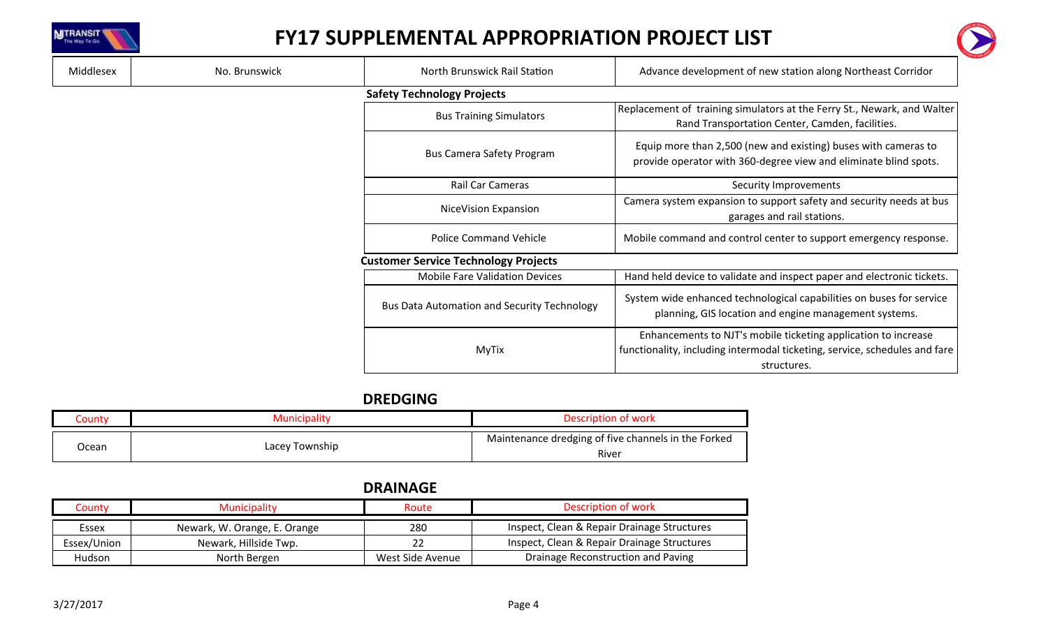# FY17 SUPPLEMENTAL APPROPRIATION PROJECT LIST

| Middlesex | No. Brunswick | North Brunswick Rail Station | Advance development of new station along Northeast Corridor |
|---|---|---|---|
| | | **Safety Technology Projects** | |
| | | Bus Training Simulators | Replacement of training simulators at the Ferry St., Newark, and Walter Rand Transportation Center, Camden, facilities. |
| | | Bus Camera Safety Program | Equip more than 2,500 (new and existing) buses with cameras to provide operator with 360-degree view and eliminate blind spots. |
| | | Rail Car Cameras | Security Improvements |
| | | NiceVision Expansion | Camera system expansion to support safety and security needs at bus garages and rail stations. |
| | | Police Command Vehicle | Mobile command and control center to support emergency response. |
| | | **Customer Service Technology Projects** | |
| | | Mobile Fare Validation Devices | Hand held device to validate and inspect paper and electronic tickets. |
| | | Bus Data Automation and Security Technology | System wide enhanced technological capabilities on buses for service planning, GIS location and engine management systems. |
| | | MyTix | Enhancements to NJT's mobile ticketing application to increase functionality, including intermodal ticketing, service, schedules and fare structures. |

## DREDGING

| County | Municipality | Description of work |
|---|---|---|
| Ocean | Lacey Township | Maintenance dredging of five channels in the Forked River |

## DRAINAGE

| County | Municipality | Route | Description of work |
|---|---|---|---|
| Essex | Newark, W. Orange, E. Orange | 280 | Inspect, Clean & Repair Drainage Structures |
| Essex/Union | Newark, Hillside Twp. | 22 | Inspect, Clean & Repair Drainage Structures |
| Hudson | North Bergen | West Side Avenue | Drainage Reconstruction and Paving |

3/27/2017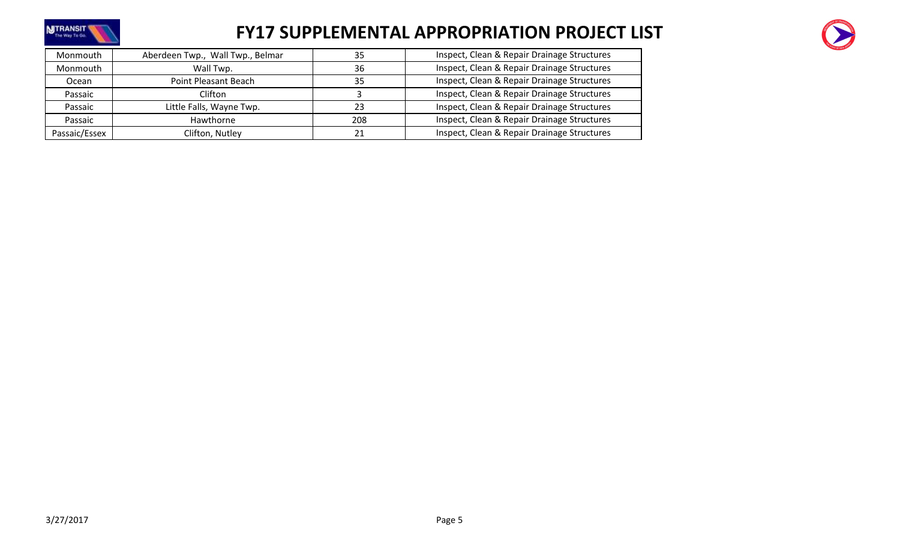# FY17 SUPPLEMENTAL APPROPRIATION PROJECT LIST

| | | | |
|---|---|---|---|
| Monmouth | Aberdeen Twp., Wall Twp., Belmar | 35 | Inspect, Clean & Repair Drainage Structures |
| Monmouth | Wall Twp. | 36 | Inspect, Clean & Repair Drainage Structures |
| Ocean | Point Pleasant Beach | 35 | Inspect, Clean & Repair Drainage Structures |
| Passaic | Clifton | 3 | Inspect, Clean & Repair Drainage Structures |
| Passaic | Little Falls, Wayne Twp. | 23 | Inspect, Clean & Repair Drainage Structures |
| Passaic | Hawthorne | 208 | Inspect, Clean & Repair Drainage Structures |
| Passaic/Essex | Clifton, Nutley | 21 | Inspect, Clean & Repair Drainage Structures |

3/27/2017